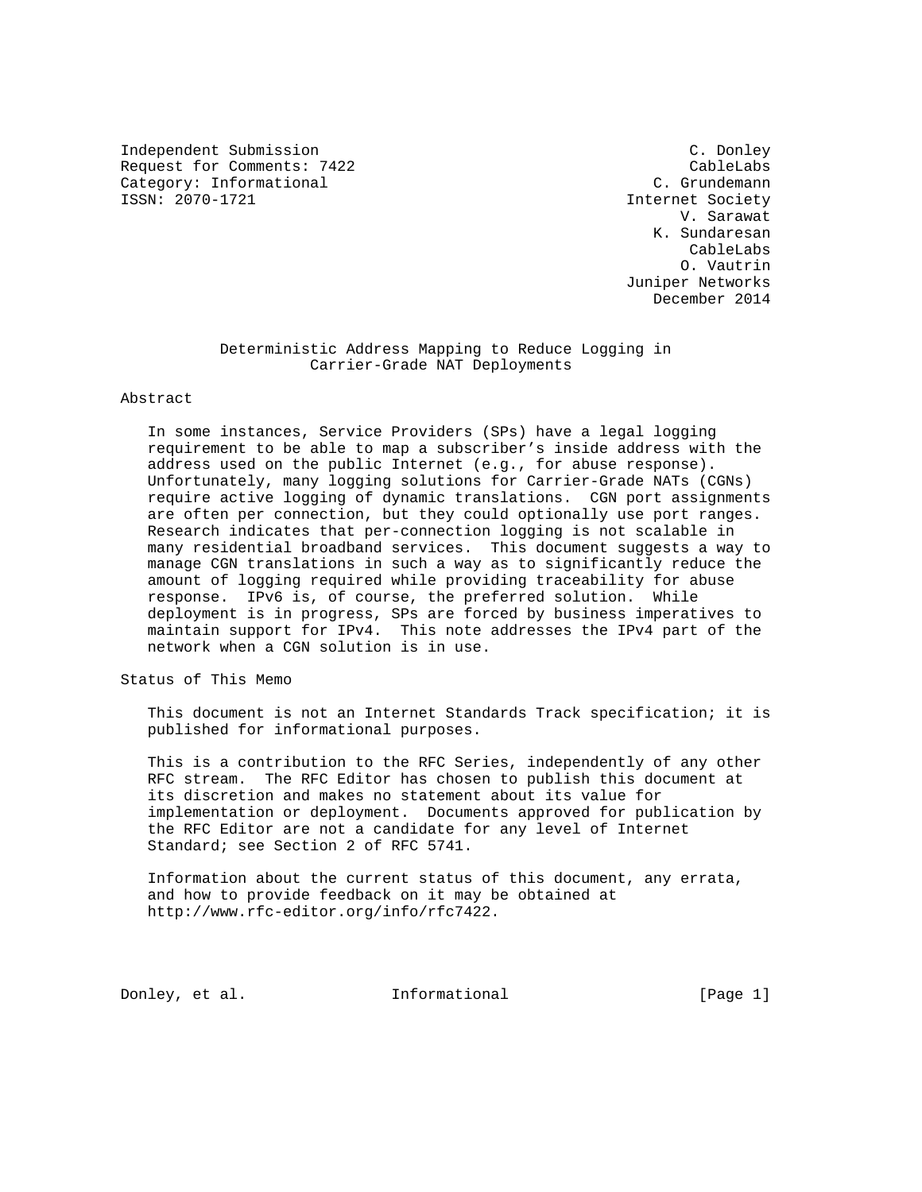Independent Submission — C. Donley
Request for Comments: 7422 — CableLabs
Category: Informational — C. Grundemann
ISSN: 2070-1721 — Internet Society

V. Sarawat
K. Sundaresan
CableLabs
O. Vautrin
Juniper Networks
December 2014

# Deterministic Address Mapping to Reduce Logging in Carrier-Grade NAT Deployments

## Abstract

In some instances, Service Providers (SPs) have a legal logging requirement to be able to map a subscriber's inside address with the address used on the public Internet (e.g., for abuse response). Unfortunately, many logging solutions for Carrier-Grade NATs (CGNs) require active logging of dynamic translations. CGN port assignments are often per connection, but they could optionally use port ranges. Research indicates that per-connection logging is not scalable in many residential broadband services. This document suggests a way to manage CGN translations in such a way as to significantly reduce the amount of logging required while providing traceability for abuse response. IPv6 is, of course, the preferred solution. While deployment is in progress, SPs are forced by business imperatives to maintain support for IPv4. This note addresses the IPv4 part of the network when a CGN solution is in use.

## Status of This Memo

This document is not an Internet Standards Track specification; it is published for informational purposes.

This is a contribution to the RFC Series, independently of any other RFC stream. The RFC Editor has chosen to publish this document at its discretion and makes no statement about its value for implementation or deployment. Documents approved for publication by the RFC Editor are not a candidate for any level of Internet Standard; see Section 2 of RFC 5741.

Information about the current status of this document, any errata, and how to provide feedback on it may be obtained at http://www.rfc-editor.org/info/rfc7422.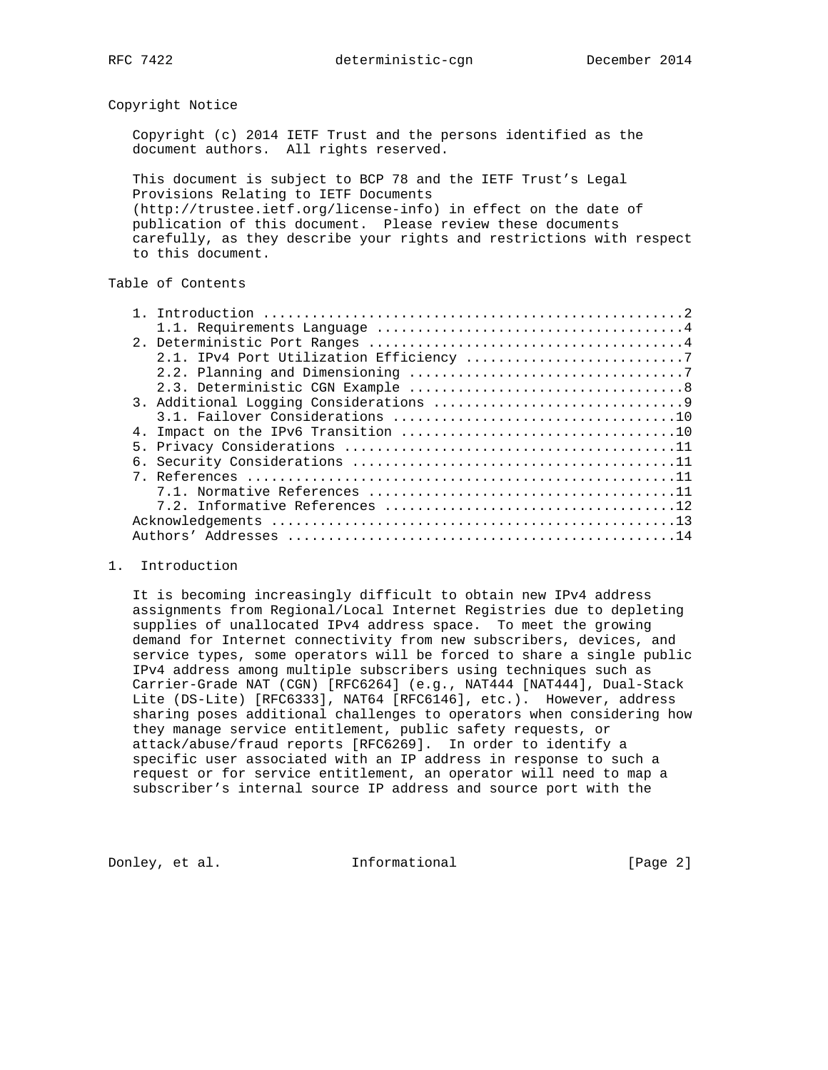## Copyright Notice

Copyright (c) 2014 IETF Trust and the persons identified as the document authors. All rights reserved.

This document is subject to BCP 78 and the IETF Trust's Legal Provisions Relating to IETF Documents (http://trustee.ietf.org/license-info) in effect on the date of publication of this document. Please review these documents carefully, as they describe your rights and restrictions with respect to this document.

## Table of Contents

```
1. Introduction ....................................................2
   1.1. Requirements Language ......................................4
2. Deterministic Port Ranges .......................................4
   2.1. IPv4 Port Utilization Efficiency ...........................7
   2.2. Planning and Dimensioning ..................................7
   2.3. Deterministic CGN Example ..................................8
3. Additional Logging Considerations ...............................9
   3.1. Failover Considerations ...................................10
4. Impact on the IPv6 Transition ..................................10
5. Privacy Considerations .........................................11
6. Security Considerations ........................................11
7. References .....................................................11
   7.1. Normative References ......................................11
   7.2. Informative References ....................................12
Acknowledgements ..................................................13
Authors' Addresses ................................................14
```

## 1. Introduction

It is becoming increasingly difficult to obtain new IPv4 address assignments from Regional/Local Internet Registries due to depleting supplies of unallocated IPv4 address space. To meet the growing demand for Internet connectivity from new subscribers, devices, and service types, some operators will be forced to share a single public IPv4 address among multiple subscribers using techniques such as Carrier-Grade NAT (CGN) [RFC6264] (e.g., NAT444 [NAT444], Dual-Stack Lite (DS-Lite) [RFC6333], NAT64 [RFC6146], etc.). However, address sharing poses additional challenges to operators when considering how they manage service entitlement, public safety requests, or attack/abuse/fraud reports [RFC6269]. In order to identify a specific user associated with an IP address in response to such a request or for service entitlement, an operator will need to map a subscriber's internal source IP address and source port with the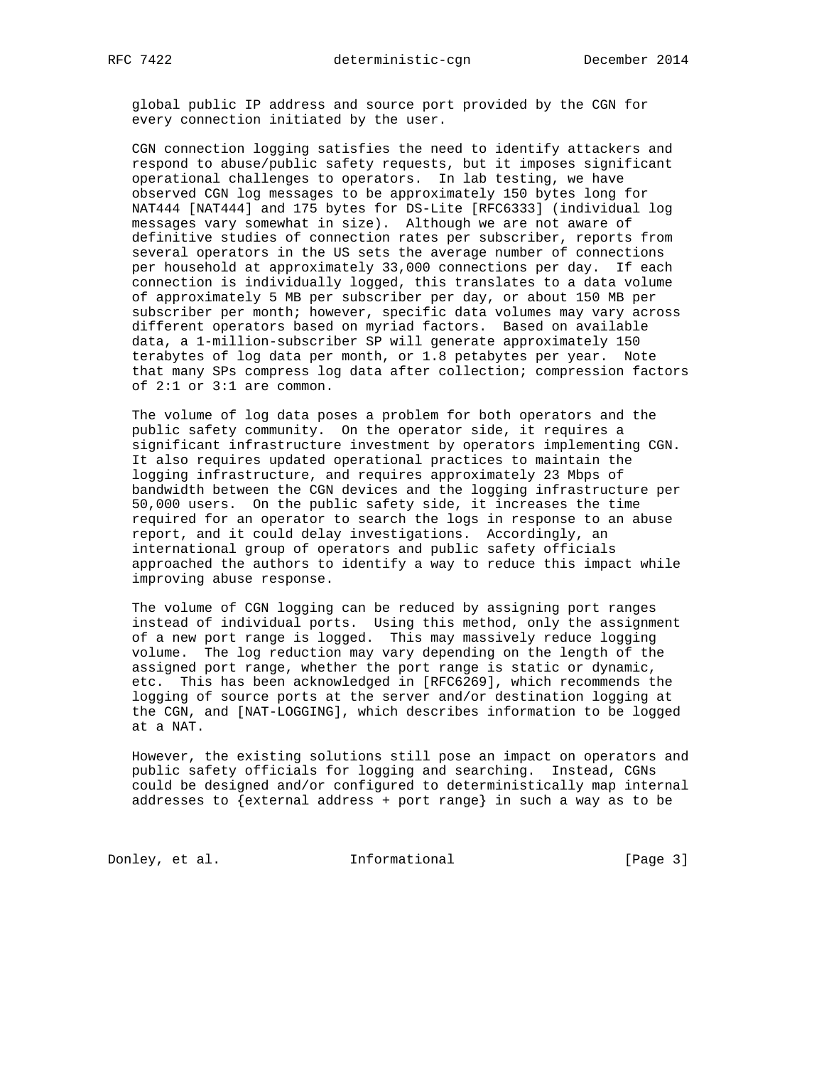global public IP address and source port provided by the CGN for every connection initiated by the user.

CGN connection logging satisfies the need to identify attackers and respond to abuse/public safety requests, but it imposes significant operational challenges to operators. In lab testing, we have observed CGN log messages to be approximately 150 bytes long for NAT444 [NAT444] and 175 bytes for DS-Lite [RFC6333] (individual log messages vary somewhat in size). Although we are not aware of definitive studies of connection rates per subscriber, reports from several operators in the US sets the average number of connections per household at approximately 33,000 connections per day. If each connection is individually logged, this translates to a data volume of approximately 5 MB per subscriber per day, or about 150 MB per subscriber per month; however, specific data volumes may vary across different operators based on myriad factors. Based on available data, a 1-million-subscriber SP will generate approximately 150 terabytes of log data per month, or 1.8 petabytes per year. Note that many SPs compress log data after collection; compression factors of 2:1 or 3:1 are common.

The volume of log data poses a problem for both operators and the public safety community. On the operator side, it requires a significant infrastructure investment by operators implementing CGN. It also requires updated operational practices to maintain the logging infrastructure, and requires approximately 23 Mbps of bandwidth between the CGN devices and the logging infrastructure per 50,000 users. On the public safety side, it increases the time required for an operator to search the logs in response to an abuse report, and it could delay investigations. Accordingly, an international group of operators and public safety officials approached the authors to identify a way to reduce this impact while improving abuse response.

The volume of CGN logging can be reduced by assigning port ranges instead of individual ports. Using this method, only the assignment of a new port range is logged. This may massively reduce logging volume. The log reduction may vary depending on the length of the assigned port range, whether the port range is static or dynamic, etc. This has been acknowledged in [RFC6269], which recommends the logging of source ports at the server and/or destination logging at the CGN, and [NAT-LOGGING], which describes information to be logged at a NAT.

However, the existing solutions still pose an impact on operators and public safety officials for logging and searching. Instead, CGNs could be designed and/or configured to deterministically map internal addresses to {external address + port range} in such a way as to be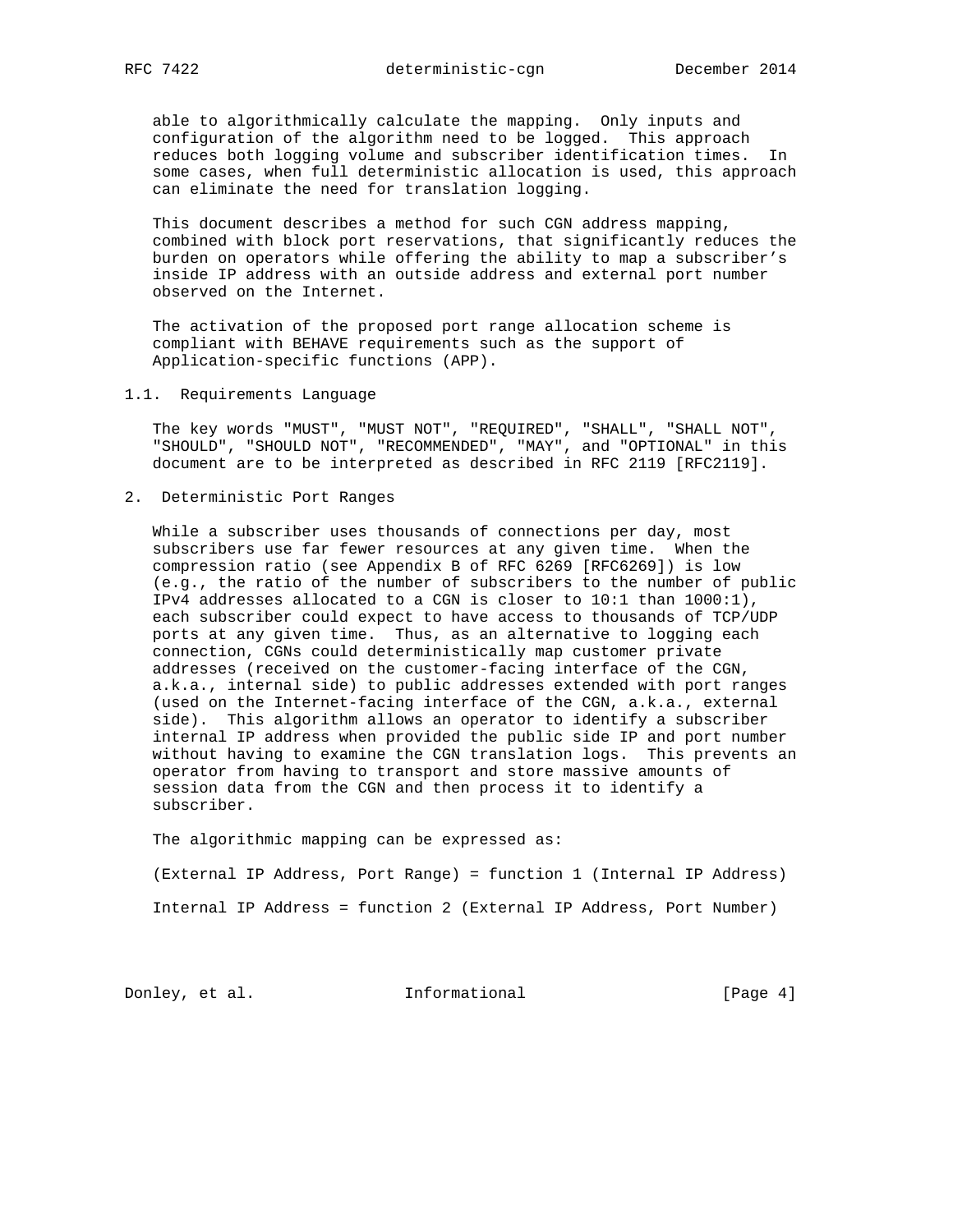able to algorithmically calculate the mapping. Only inputs and configuration of the algorithm need to be logged. This approach reduces both logging volume and subscriber identification times. In some cases, when full deterministic allocation is used, this approach can eliminate the need for translation logging.

This document describes a method for such CGN address mapping, combined with block port reservations, that significantly reduces the burden on operators while offering the ability to map a subscriber's inside IP address with an outside address and external port number observed on the Internet.

The activation of the proposed port range allocation scheme is compliant with BEHAVE requirements such as the support of Application-specific functions (APP).

### 1.1. Requirements Language

The key words "MUST", "MUST NOT", "REQUIRED", "SHALL", "SHALL NOT", "SHOULD", "SHOULD NOT", "RECOMMENDED", "MAY", and "OPTIONAL" in this document are to be interpreted as described in RFC 2119 [RFC2119].

## 2. Deterministic Port Ranges

While a subscriber uses thousands of connections per day, most subscribers use far fewer resources at any given time. When the compression ratio (see Appendix B of RFC 6269 [RFC6269]) is low (e.g., the ratio of the number of subscribers to the number of public IPv4 addresses allocated to a CGN is closer to 10:1 than 1000:1), each subscriber could expect to have access to thousands of TCP/UDP ports at any given time. Thus, as an alternative to logging each connection, CGNs could deterministically map customer private addresses (received on the customer-facing interface of the CGN, a.k.a., internal side) to public addresses extended with port ranges (used on the Internet-facing interface of the CGN, a.k.a., external side). This algorithm allows an operator to identify a subscriber internal IP address when provided the public side IP and port number without having to examine the CGN translation logs. This prevents an operator from having to transport and store massive amounts of session data from the CGN and then process it to identify a subscriber.

The algorithmic mapping can be expressed as:

(External IP Address, Port Range) = function 1 (Internal IP Address)

Internal IP Address = function 2 (External IP Address, Port Number)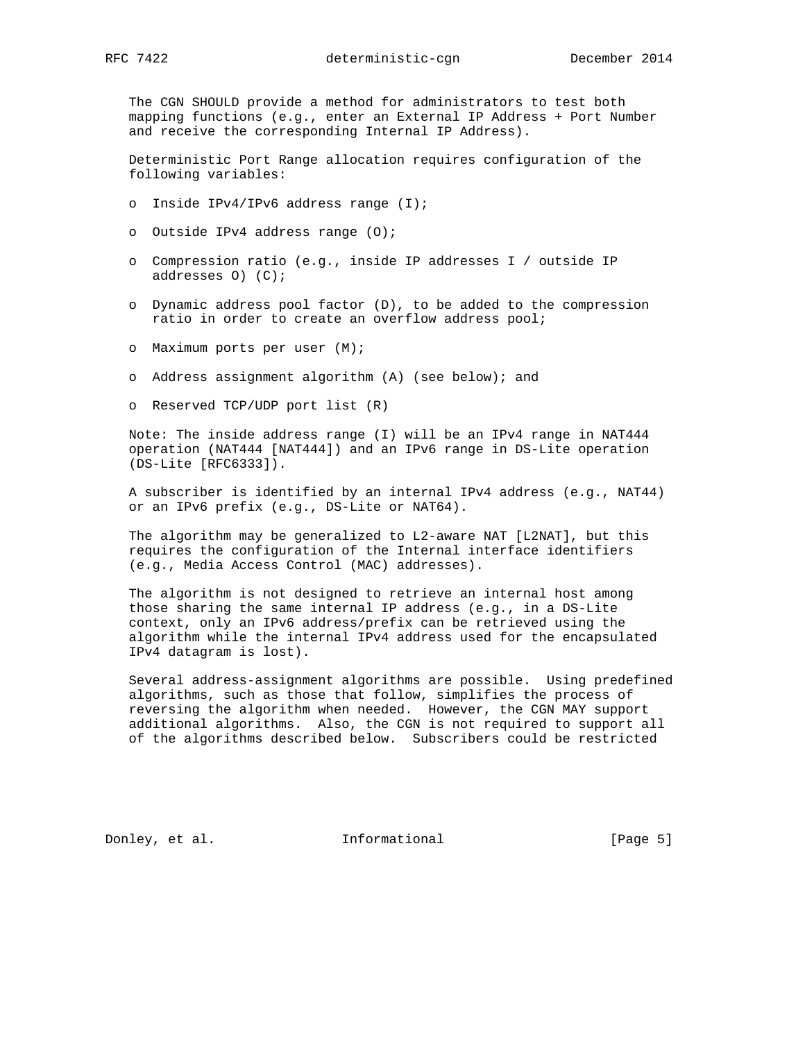The CGN SHOULD provide a method for administrators to test both mapping functions (e.g., enter an External IP Address + Port Number and receive the corresponding Internal IP Address).

Deterministic Port Range allocation requires configuration of the following variables:

- Inside IPv4/IPv6 address range (I);
- Outside IPv4 address range (O);
- Compression ratio (e.g., inside IP addresses I / outside IP addresses O) (C);
- Dynamic address pool factor (D), to be added to the compression ratio in order to create an overflow address pool;
- Maximum ports per user (M);
- Address assignment algorithm (A) (see below); and
- Reserved TCP/UDP port list (R)

Note: The inside address range (I) will be an IPv4 range in NAT444 operation (NAT444 [NAT444]) and an IPv6 range in DS-Lite operation (DS-Lite [RFC6333]).

A subscriber is identified by an internal IPv4 address (e.g., NAT44) or an IPv6 prefix (e.g., DS-Lite or NAT64).

The algorithm may be generalized to L2-aware NAT [L2NAT], but this requires the configuration of the Internal interface identifiers (e.g., Media Access Control (MAC) addresses).

The algorithm is not designed to retrieve an internal host among those sharing the same internal IP address (e.g., in a DS-Lite context, only an IPv6 address/prefix can be retrieved using the algorithm while the internal IPv4 address used for the encapsulated IPv4 datagram is lost).

Several address-assignment algorithms are possible. Using predefined algorithms, such as those that follow, simplifies the process of reversing the algorithm when needed. However, the CGN MAY support additional algorithms. Also, the CGN is not required to support all of the algorithms described below. Subscribers could be restricted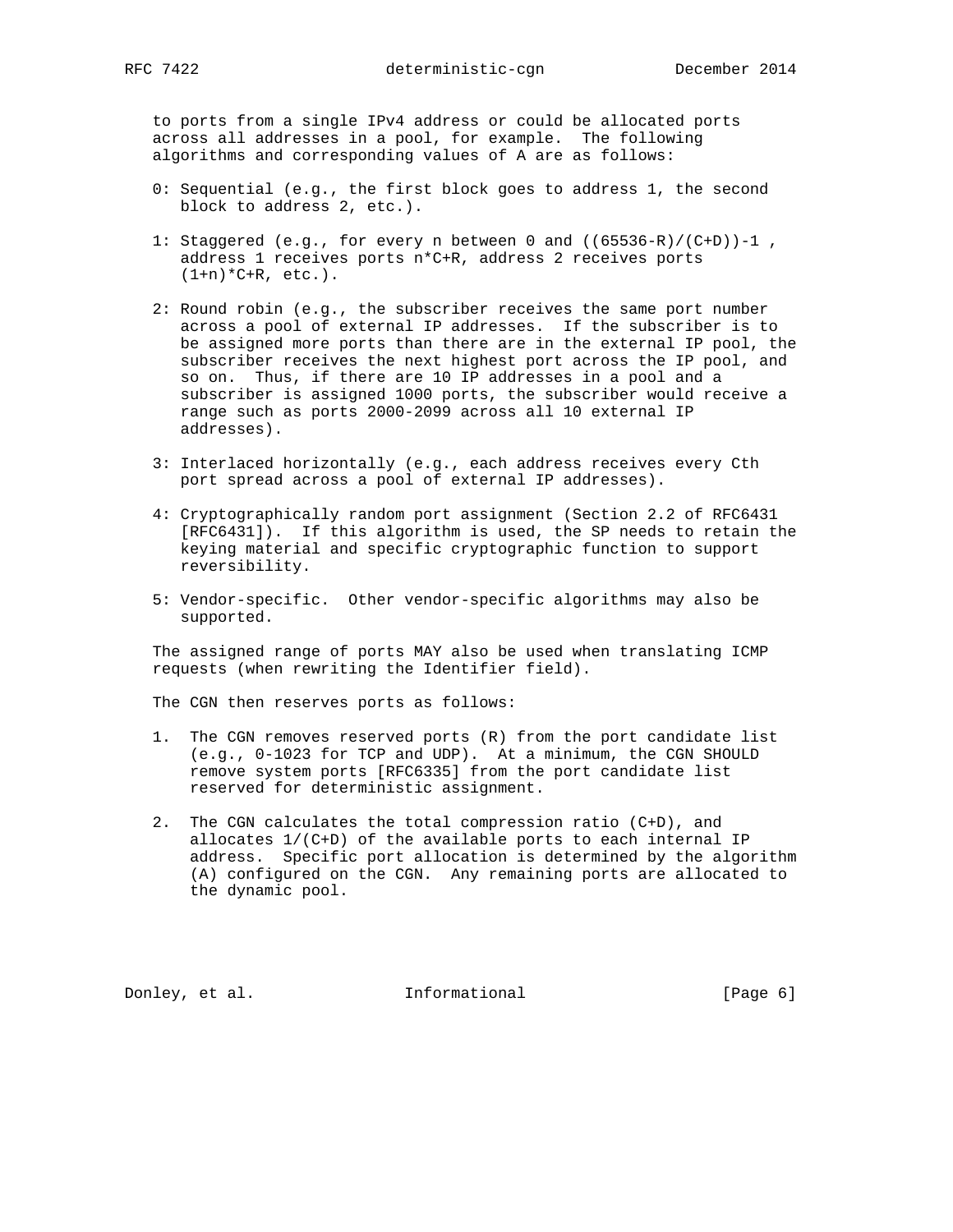to ports from a single IPv4 address or could be allocated ports across all addresses in a pool, for example. The following algorithms and corresponding values of A are as follows:

0: Sequential (e.g., the first block goes to address 1, the second block to address 2, etc.).

1: Staggered (e.g., for every n between 0 and ((65536-R)/(C+D))-1 , address 1 receives ports n*C+R, address 2 receives ports (1+n)*C+R, etc.).

2: Round robin (e.g., the subscriber receives the same port number across a pool of external IP addresses. If the subscriber is to be assigned more ports than there are in the external IP pool, the subscriber receives the next highest port across the IP pool, and so on. Thus, if there are 10 IP addresses in a pool and a subscriber is assigned 1000 ports, the subscriber would receive a range such as ports 2000-2099 across all 10 external IP addresses).

3: Interlaced horizontally (e.g., each address receives every Cth port spread across a pool of external IP addresses).

4: Cryptographically random port assignment (Section 2.2 of RFC6431 [RFC6431]). If this algorithm is used, the SP needs to retain the keying material and specific cryptographic function to support reversibility.

5: Vendor-specific. Other vendor-specific algorithms may also be supported.

The assigned range of ports MAY also be used when translating ICMP requests (when rewriting the Identifier field).

The CGN then reserves ports as follows:

1. The CGN removes reserved ports (R) from the port candidate list (e.g., 0-1023 for TCP and UDP). At a minimum, the CGN SHOULD remove system ports [RFC6335] from the port candidate list reserved for deterministic assignment.

2. The CGN calculates the total compression ratio (C+D), and allocates 1/(C+D) of the available ports to each internal IP address. Specific port allocation is determined by the algorithm (A) configured on the CGN. Any remaining ports are allocated to the dynamic pool.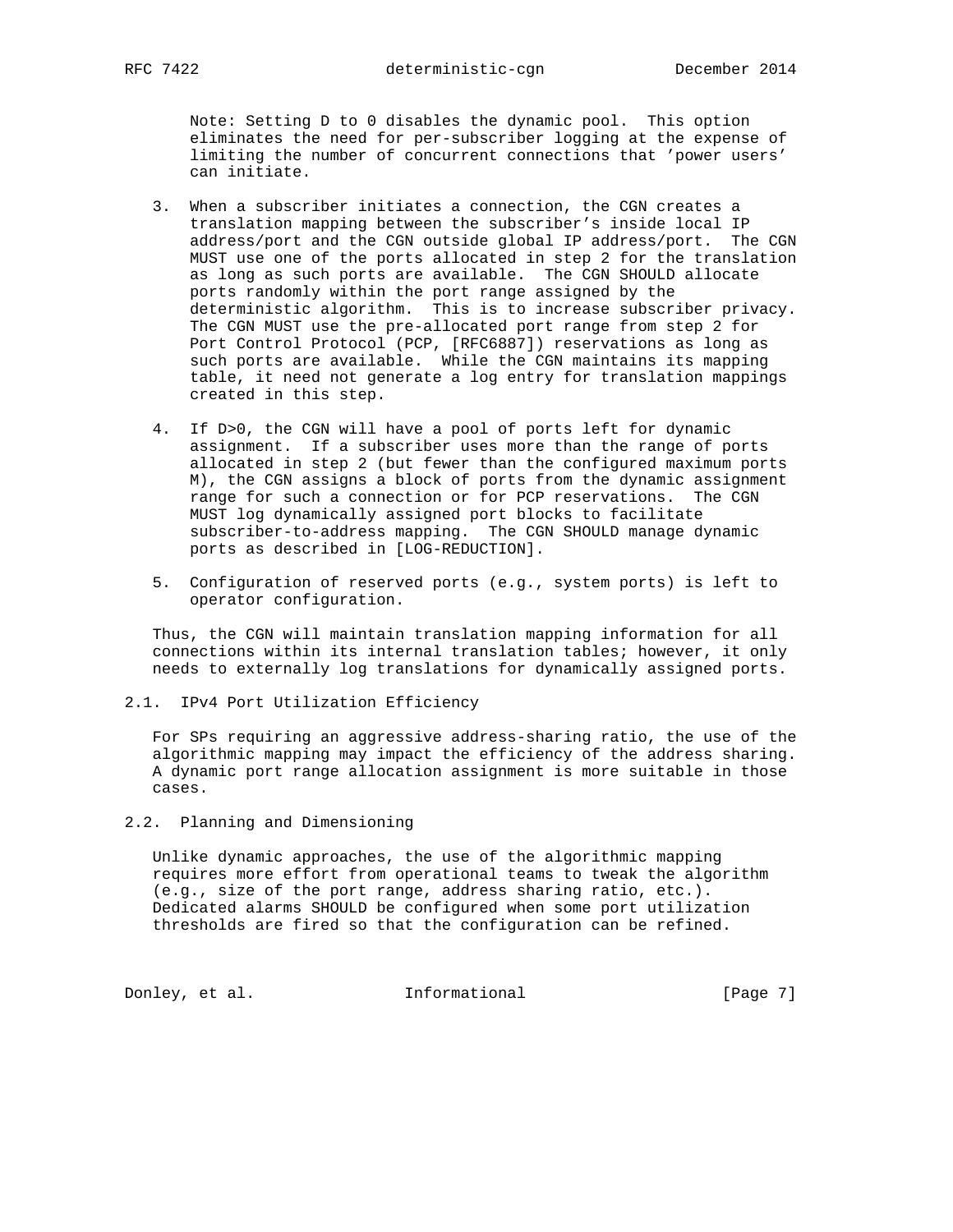Note: Setting D to 0 disables the dynamic pool. This option eliminates the need for per-subscriber logging at the expense of limiting the number of concurrent connections that 'power users' can initiate.

3. When a subscriber initiates a connection, the CGN creates a translation mapping between the subscriber's inside local IP address/port and the CGN outside global IP address/port. The CGN MUST use one of the ports allocated in step 2 for the translation as long as such ports are available. The CGN SHOULD allocate ports randomly within the port range assigned by the deterministic algorithm. This is to increase subscriber privacy. The CGN MUST use the pre-allocated port range from step 2 for Port Control Protocol (PCP, [RFC6887]) reservations as long as such ports are available. While the CGN maintains its mapping table, it need not generate a log entry for translation mappings created in this step.

4. If D>0, the CGN will have a pool of ports left for dynamic assignment. If a subscriber uses more than the range of ports allocated in step 2 (but fewer than the configured maximum ports M), the CGN assigns a block of ports from the dynamic assignment range for such a connection or for PCP reservations. The CGN MUST log dynamically assigned port blocks to facilitate subscriber-to-address mapping. The CGN SHOULD manage dynamic ports as described in [LOG-REDUCTION].

5. Configuration of reserved ports (e.g., system ports) is left to operator configuration.

Thus, the CGN will maintain translation mapping information for all connections within its internal translation tables; however, it only needs to externally log translations for dynamically assigned ports.

## 2.1. IPv4 Port Utilization Efficiency

For SPs requiring an aggressive address-sharing ratio, the use of the algorithmic mapping may impact the efficiency of the address sharing. A dynamic port range allocation assignment is more suitable in those cases.

## 2.2. Planning and Dimensioning

Unlike dynamic approaches, the use of the algorithmic mapping requires more effort from operational teams to tweak the algorithm (e.g., size of the port range, address sharing ratio, etc.). Dedicated alarms SHOULD be configured when some port utilization thresholds are fired so that the configuration can be refined.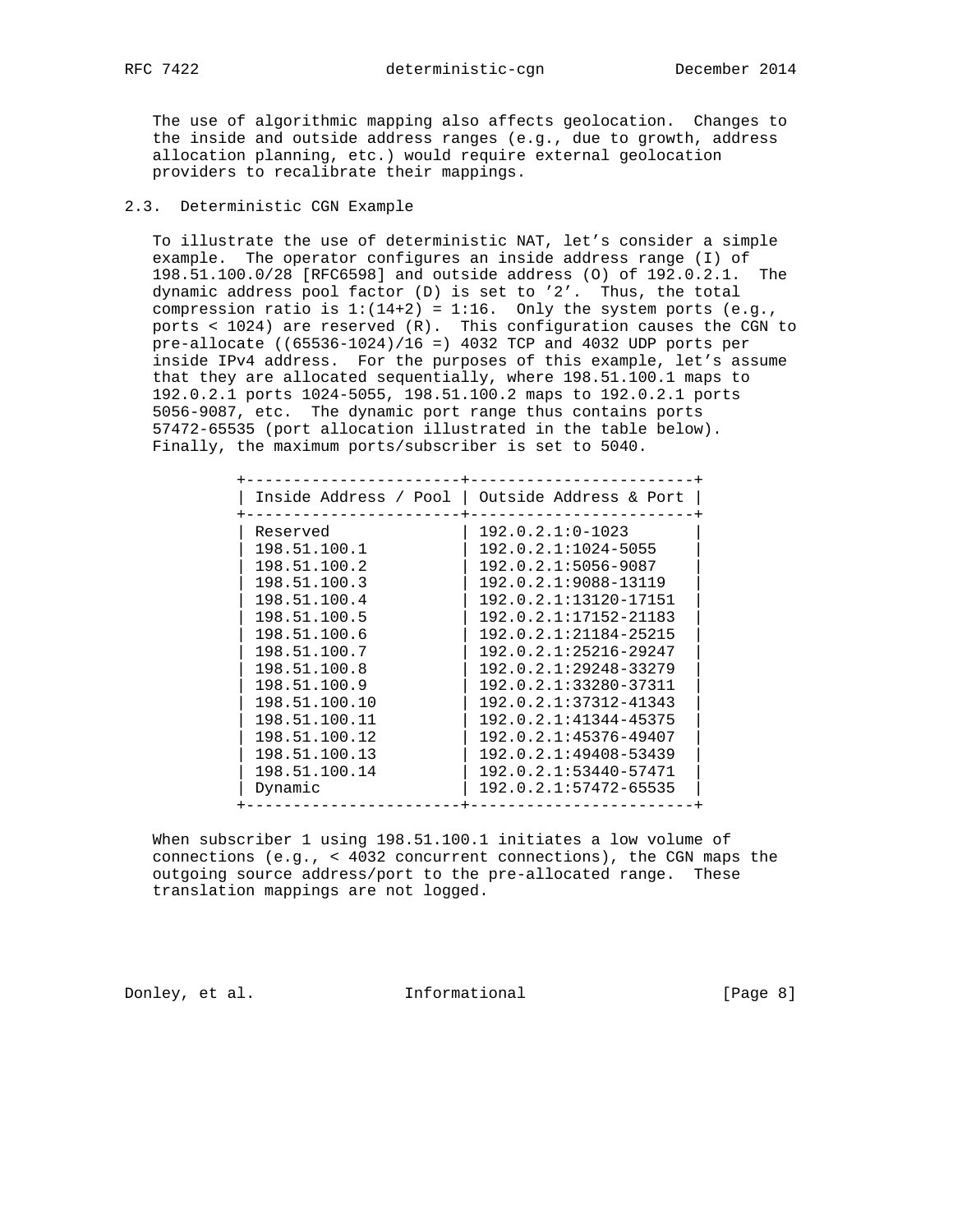The use of algorithmic mapping also affects geolocation. Changes to the inside and outside address ranges (e.g., due to growth, address allocation planning, etc.) would require external geolocation providers to recalibrate their mappings.

### 2.3. Deterministic CGN Example

To illustrate the use of deterministic NAT, let's consider a simple example. The operator configures an inside address range (I) of 198.51.100.0/28 [RFC6598] and outside address (O) of 192.0.2.1. The dynamic address pool factor (D) is set to '2'. Thus, the total compression ratio is 1:(14+2) = 1:16. Only the system ports (e.g., ports < 1024) are reserved (R). This configuration causes the CGN to pre-allocate ((65536-1024)/16 =) 4032 TCP and 4032 UDP ports per inside IPv4 address. For the purposes of this example, let's assume that they are allocated sequentially, where 198.51.100.1 maps to 192.0.2.1 ports 1024-5055, 198.51.100.2 maps to 192.0.2.1 ports 5056-9087, etc. The dynamic port range thus contains ports 57472-65535 (port allocation illustrated in the table below). Finally, the maximum ports/subscriber is set to 5040.

| Inside Address / Pool | Outside Address & Port |
|---|---|
| Reserved | 192.0.2.1:0-1023 |
| 198.51.100.1 | 192.0.2.1:1024-5055 |
| 198.51.100.2 | 192.0.2.1:5056-9087 |
| 198.51.100.3 | 192.0.2.1:9088-13119 |
| 198.51.100.4 | 192.0.2.1:13120-17151 |
| 198.51.100.5 | 192.0.2.1:17152-21183 |
| 198.51.100.6 | 192.0.2.1:21184-25215 |
| 198.51.100.7 | 192.0.2.1:25216-29247 |
| 198.51.100.8 | 192.0.2.1:29248-33279 |
| 198.51.100.9 | 192.0.2.1:33280-37311 |
| 198.51.100.10 | 192.0.2.1:37312-41343 |
| 198.51.100.11 | 192.0.2.1:41344-45375 |
| 198.51.100.12 | 192.0.2.1:45376-49407 |
| 198.51.100.13 | 192.0.2.1:49408-53439 |
| 198.51.100.14 | 192.0.2.1:53440-57471 |
| Dynamic | 192.0.2.1:57472-65535 |

When subscriber 1 using 198.51.100.1 initiates a low volume of connections (e.g., < 4032 concurrent connections), the CGN maps the outgoing source address/port to the pre-allocated range. These translation mappings are not logged.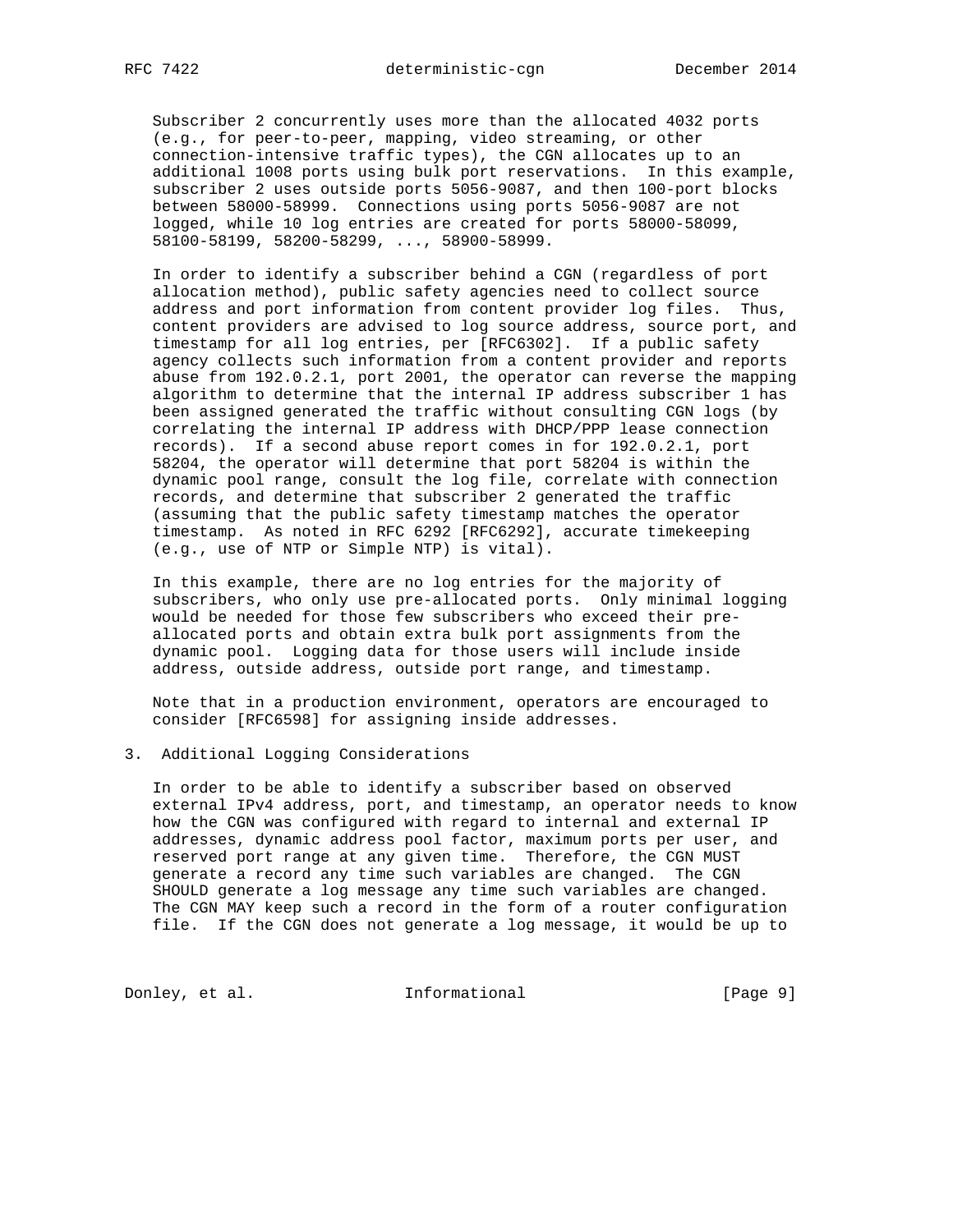Subscriber 2 concurrently uses more than the allocated 4032 ports (e.g., for peer-to-peer, mapping, video streaming, or other connection-intensive traffic types), the CGN allocates up to an additional 1008 ports using bulk port reservations. In this example, subscriber 2 uses outside ports 5056-9087, and then 100-port blocks between 58000-58999. Connections using ports 5056-9087 are not logged, while 10 log entries are created for ports 58000-58099, 58100-58199, 58200-58299, ..., 58900-58999.

In order to identify a subscriber behind a CGN (regardless of port allocation method), public safety agencies need to collect source address and port information from content provider log files. Thus, content providers are advised to log source address, source port, and timestamp for all log entries, per [RFC6302]. If a public safety agency collects such information from a content provider and reports abuse from 192.0.2.1, port 2001, the operator can reverse the mapping algorithm to determine that the internal IP address subscriber 1 has been assigned generated the traffic without consulting CGN logs (by correlating the internal IP address with DHCP/PPP lease connection records). If a second abuse report comes in for 192.0.2.1, port 58204, the operator will determine that port 58204 is within the dynamic pool range, consult the log file, correlate with connection records, and determine that subscriber 2 generated the traffic (assuming that the public safety timestamp matches the operator timestamp. As noted in RFC 6292 [RFC6292], accurate timekeeping (e.g., use of NTP or Simple NTP) is vital).

In this example, there are no log entries for the majority of subscribers, who only use pre-allocated ports. Only minimal logging would be needed for those few subscribers who exceed their pre-allocated ports and obtain extra bulk port assignments from the dynamic pool. Logging data for those users will include inside address, outside address, outside port range, and timestamp.

Note that in a production environment, operators are encouraged to consider [RFC6598] for assigning inside addresses.

## 3. Additional Logging Considerations

In order to be able to identify a subscriber based on observed external IPv4 address, port, and timestamp, an operator needs to know how the CGN was configured with regard to internal and external IP addresses, dynamic address pool factor, maximum ports per user, and reserved port range at any given time. Therefore, the CGN MUST generate a record any time such variables are changed. The CGN SHOULD generate a log message any time such variables are changed. The CGN MAY keep such a record in the form of a router configuration file. If the CGN does not generate a log message, it would be up to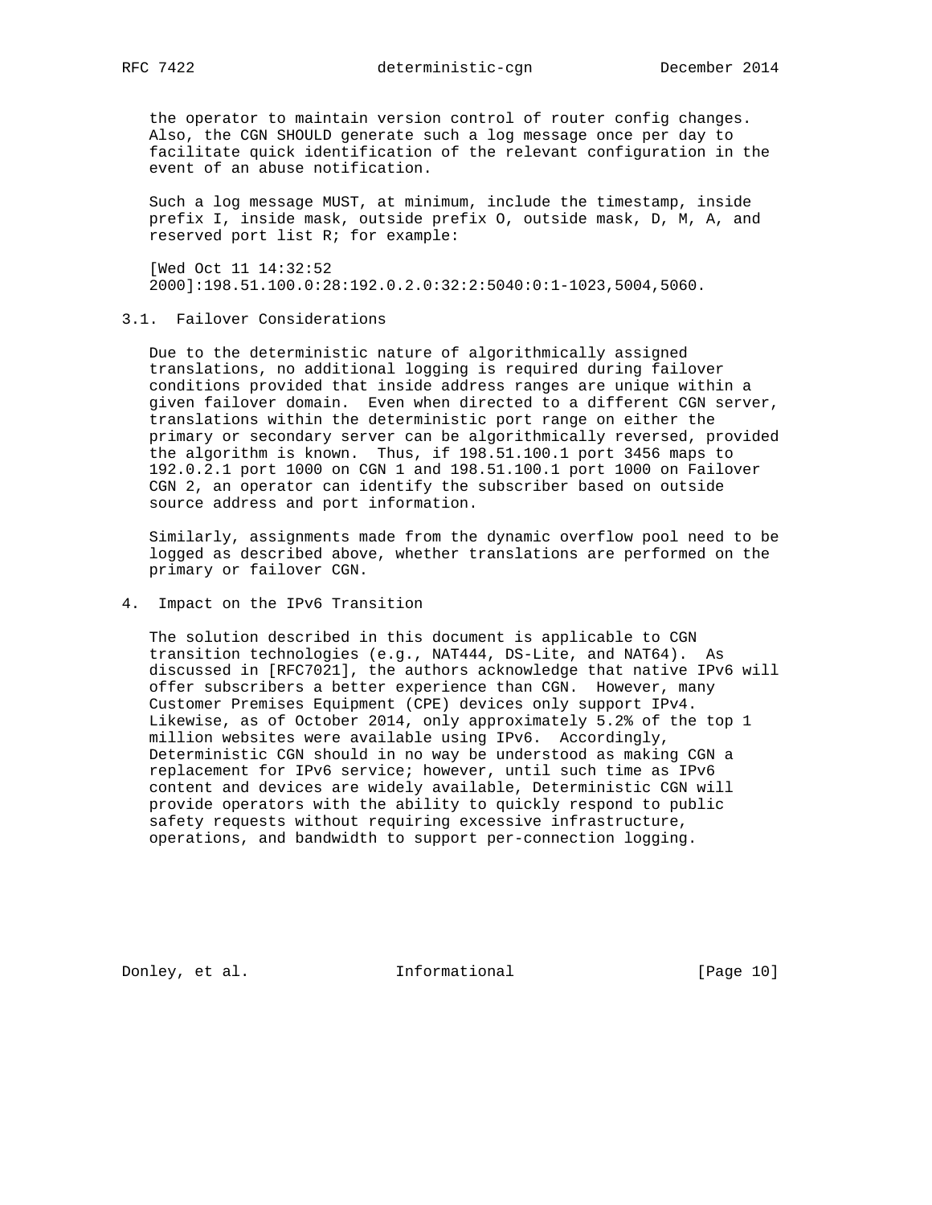the operator to maintain version control of router config changes. Also, the CGN SHOULD generate such a log message once per day to facilitate quick identification of the relevant configuration in the event of an abuse notification.

Such a log message MUST, at minimum, include the timestamp, inside prefix I, inside mask, outside prefix O, outside mask, D, M, A, and reserved port list R; for example:

```
[Wed Oct 11 14:32:52
2000]:198.51.100.0:28:192.0.2.0:32:2:5040:0:1-1023,5004,5060.
```

## 3.1. Failover Considerations

Due to the deterministic nature of algorithmically assigned translations, no additional logging is required during failover conditions provided that inside address ranges are unique within a given failover domain. Even when directed to a different CGN server, translations within the deterministic port range on either the primary or secondary server can be algorithmically reversed, provided the algorithm is known. Thus, if 198.51.100.1 port 3456 maps to 192.0.2.1 port 1000 on CGN 1 and 198.51.100.1 port 1000 on Failover CGN 2, an operator can identify the subscriber based on outside source address and port information.

Similarly, assignments made from the dynamic overflow pool need to be logged as described above, whether translations are performed on the primary or failover CGN.

# 4. Impact on the IPv6 Transition

The solution described in this document is applicable to CGN transition technologies (e.g., NAT444, DS-Lite, and NAT64). As discussed in [RFC7021], the authors acknowledge that native IPv6 will offer subscribers a better experience than CGN. However, many Customer Premises Equipment (CPE) devices only support IPv4. Likewise, as of October 2014, only approximately 5.2% of the top 1 million websites were available using IPv6. Accordingly, Deterministic CGN should in no way be understood as making CGN a replacement for IPv6 service; however, until such time as IPv6 content and devices are widely available, Deterministic CGN will provide operators with the ability to quickly respond to public safety requests without requiring excessive infrastructure, operations, and bandwidth to support per-connection logging.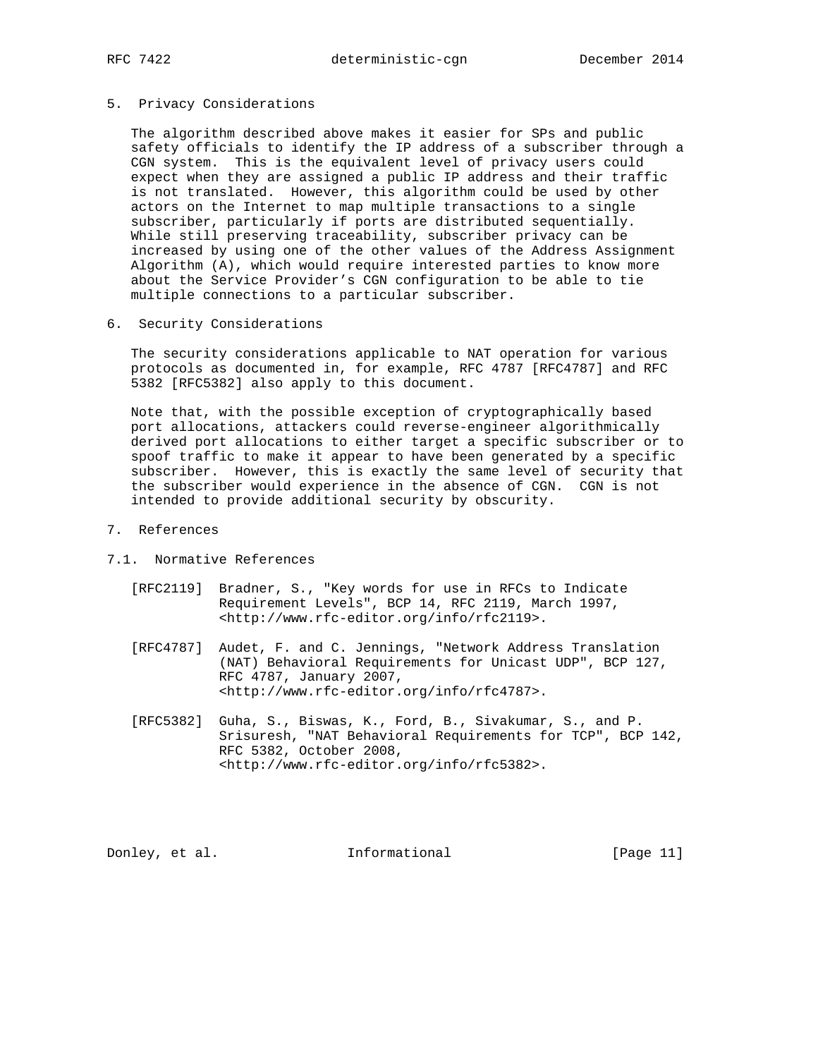## 5. Privacy Considerations

The algorithm described above makes it easier for SPs and public safety officials to identify the IP address of a subscriber through a CGN system. This is the equivalent level of privacy users could expect when they are assigned a public IP address and their traffic is not translated. However, this algorithm could be used by other actors on the Internet to map multiple transactions to a single subscriber, particularly if ports are distributed sequentially. While still preserving traceability, subscriber privacy can be increased by using one of the other values of the Address Assignment Algorithm (A), which would require interested parties to know more about the Service Provider's CGN configuration to be able to tie multiple connections to a particular subscriber.

## 6. Security Considerations

The security considerations applicable to NAT operation for various protocols as documented in, for example, RFC 4787 [RFC4787] and RFC 5382 [RFC5382] also apply to this document.

Note that, with the possible exception of cryptographically based port allocations, attackers could reverse-engineer algorithmically derived port allocations to either target a specific subscriber or to spoof traffic to make it appear to have been generated by a specific subscriber. However, this is exactly the same level of security that the subscriber would experience in the absence of CGN. CGN is not intended to provide additional security by obscurity.

## 7. References

### 7.1. Normative References

[RFC2119] Bradner, S., "Key words for use in RFCs to Indicate Requirement Levels", BCP 14, RFC 2119, March 1997, <http://www.rfc-editor.org/info/rfc2119>.

[RFC4787] Audet, F. and C. Jennings, "Network Address Translation (NAT) Behavioral Requirements for Unicast UDP", BCP 127, RFC 4787, January 2007, <http://www.rfc-editor.org/info/rfc4787>.

[RFC5382] Guha, S., Biswas, K., Ford, B., Sivakumar, S., and P. Srisuresh, "NAT Behavioral Requirements for TCP", BCP 142, RFC 5382, October 2008, <http://www.rfc-editor.org/info/rfc5382>.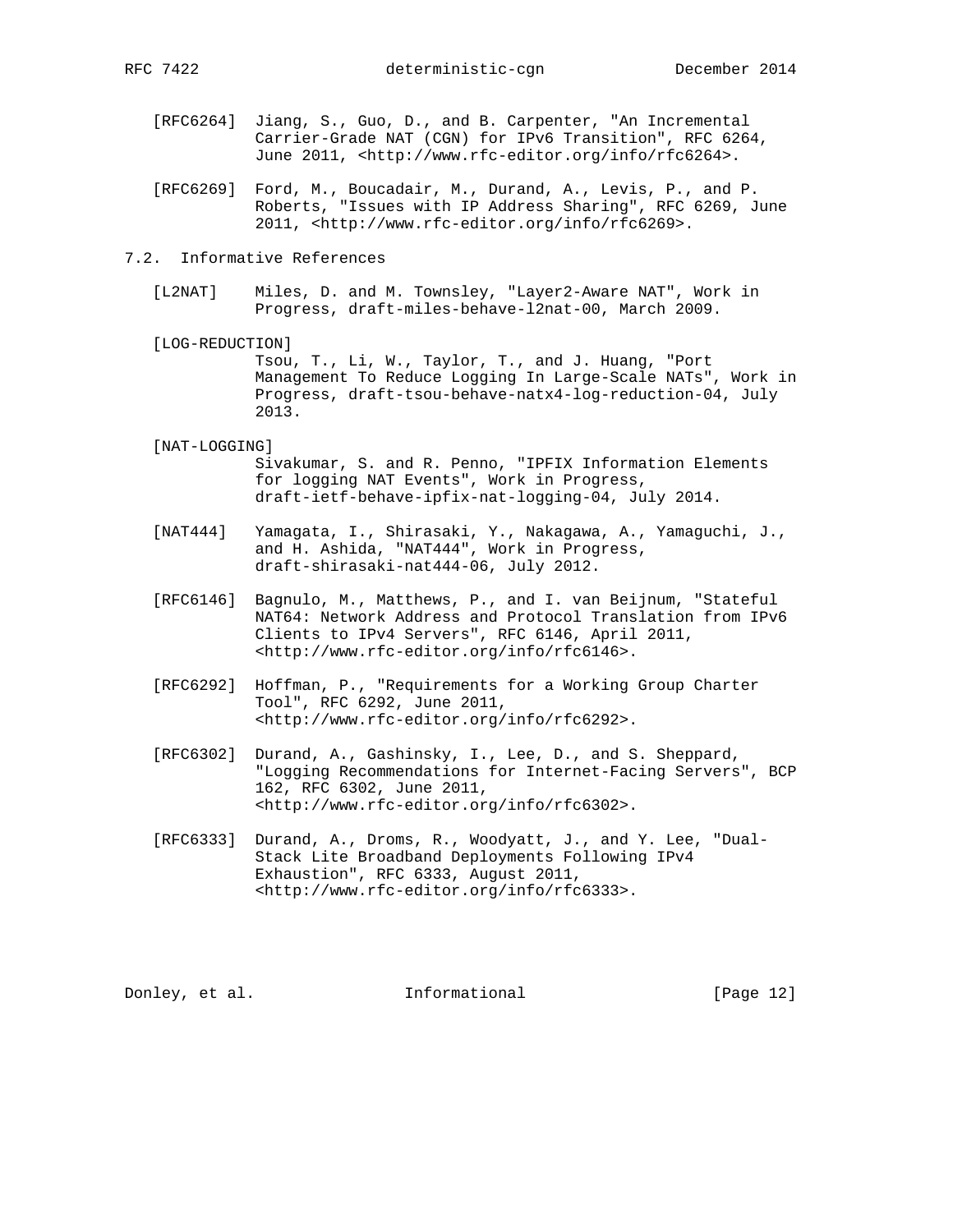[RFC6264] Jiang, S., Guo, D., and B. Carpenter, "An Incremental Carrier-Grade NAT (CGN) for IPv6 Transition", RFC 6264, June 2011, <http://www.rfc-editor.org/info/rfc6264>.

[RFC6269] Ford, M., Boucadair, M., Durand, A., Levis, P., and P. Roberts, "Issues with IP Address Sharing", RFC 6269, June 2011, <http://www.rfc-editor.org/info/rfc6269>.

## 7.2. Informative References

[L2NAT] Miles, D. and M. Townsley, "Layer2-Aware NAT", Work in Progress, draft-miles-behave-l2nat-00, March 2009.

[LOG-REDUCTION] Tsou, T., Li, W., Taylor, T., and J. Huang, "Port Management To Reduce Logging In Large-Scale NATs", Work in Progress, draft-tsou-behave-natx4-log-reduction-04, July 2013.

[NAT-LOGGING] Sivakumar, S. and R. Penno, "IPFIX Information Elements for logging NAT Events", Work in Progress, draft-ietf-behave-ipfix-nat-logging-04, July 2014.

[NAT444] Yamagata, I., Shirasaki, Y., Nakagawa, A., Yamaguchi, J., and H. Ashida, "NAT444", Work in Progress, draft-shirasaki-nat444-06, July 2012.

[RFC6146] Bagnulo, M., Matthews, P., and I. van Beijnum, "Stateful NAT64: Network Address and Protocol Translation from IPv6 Clients to IPv4 Servers", RFC 6146, April 2011, <http://www.rfc-editor.org/info/rfc6146>.

[RFC6292] Hoffman, P., "Requirements for a Working Group Charter Tool", RFC 6292, June 2011, <http://www.rfc-editor.org/info/rfc6292>.

[RFC6302] Durand, A., Gashinsky, I., Lee, D., and S. Sheppard, "Logging Recommendations for Internet-Facing Servers", BCP 162, RFC 6302, June 2011, <http://www.rfc-editor.org/info/rfc6302>.

[RFC6333] Durand, A., Droms, R., Woodyatt, J., and Y. Lee, "Dual-Stack Lite Broadband Deployments Following IPv4 Exhaustion", RFC 6333, August 2011, <http://www.rfc-editor.org/info/rfc6333>.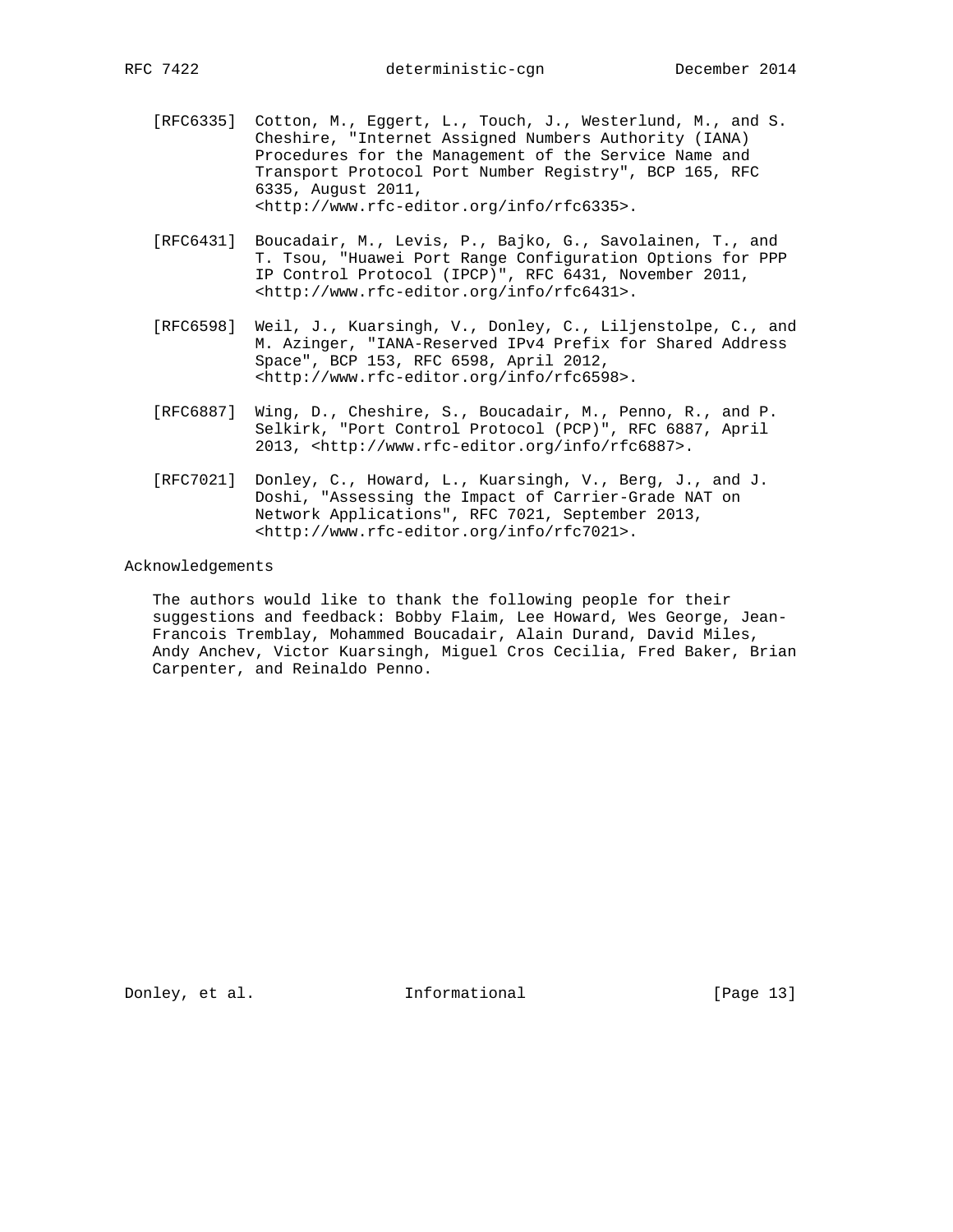[RFC6335] Cotton, M., Eggert, L., Touch, J., Westerlund, M., and S. Cheshire, "Internet Assigned Numbers Authority (IANA) Procedures for the Management of the Service Name and Transport Protocol Port Number Registry", BCP 165, RFC 6335, August 2011, <http://www.rfc-editor.org/info/rfc6335>.

[RFC6431] Boucadair, M., Levis, P., Bajko, G., Savolainen, T., and T. Tsou, "Huawei Port Range Configuration Options for PPP IP Control Protocol (IPCP)", RFC 6431, November 2011, <http://www.rfc-editor.org/info/rfc6431>.

[RFC6598] Weil, J., Kuarsingh, V., Donley, C., Liljenstolpe, C., and M. Azinger, "IANA-Reserved IPv4 Prefix for Shared Address Space", BCP 153, RFC 6598, April 2012, <http://www.rfc-editor.org/info/rfc6598>.

[RFC6887] Wing, D., Cheshire, S., Boucadair, M., Penno, R., and P. Selkirk, "Port Control Protocol (PCP)", RFC 6887, April 2013, <http://www.rfc-editor.org/info/rfc6887>.

[RFC7021] Donley, C., Howard, L., Kuarsingh, V., Berg, J., and J. Doshi, "Assessing the Impact of Carrier-Grade NAT on Network Applications", RFC 7021, September 2013, <http://www.rfc-editor.org/info/rfc7021>.

## Acknowledgements

The authors would like to thank the following people for their suggestions and feedback: Bobby Flaim, Lee Howard, Wes George, Jean-Francois Tremblay, Mohammed Boucadair, Alain Durand, David Miles, Andy Anchev, Victor Kuarsingh, Miguel Cros Cecilia, Fred Baker, Brian Carpenter, and Reinaldo Penno.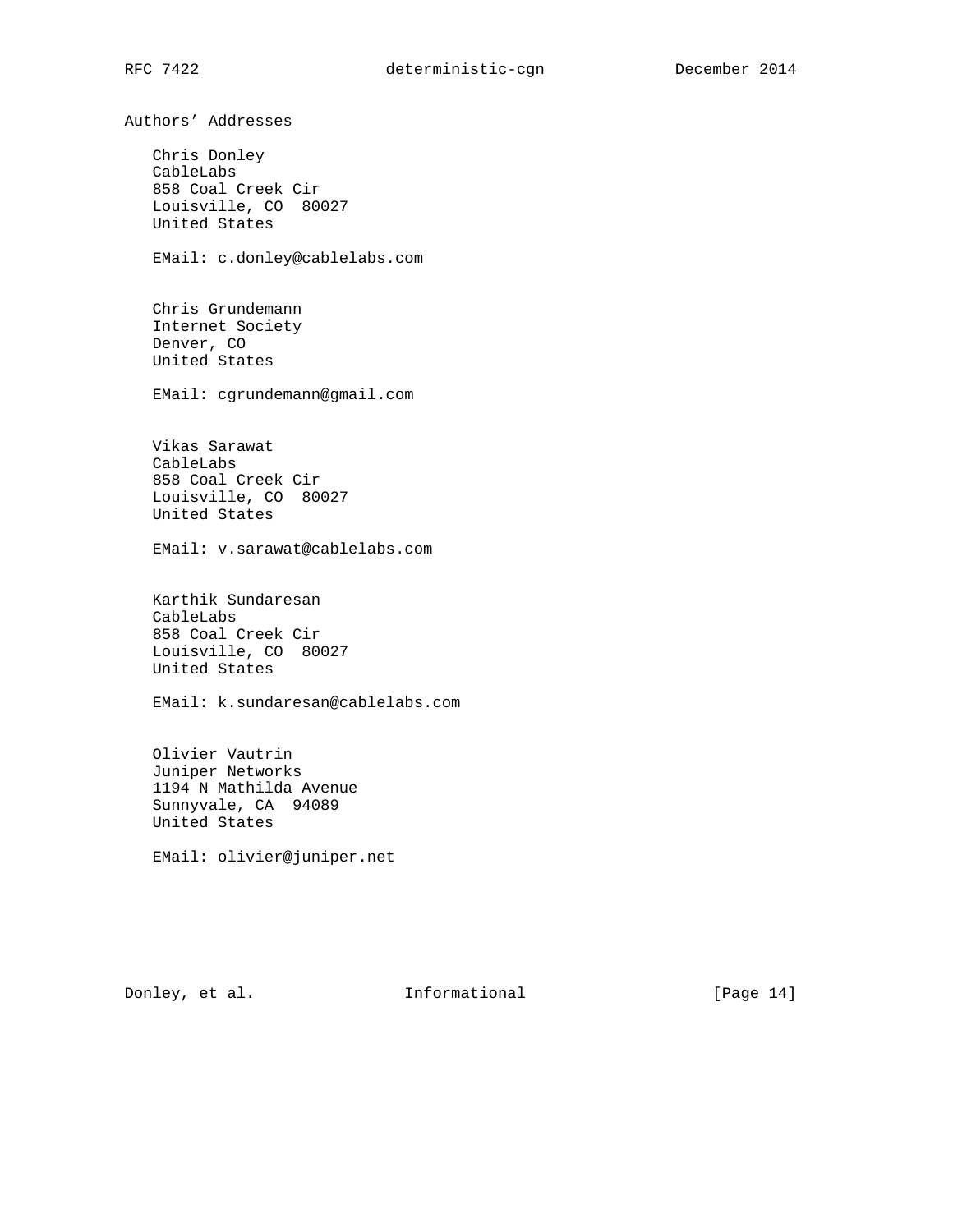## Authors' Addresses

Chris Donley
CableLabs
858 Coal Creek Cir
Louisville, CO  80027
United States

EMail: c.donley@cablelabs.com

Chris Grundemann
Internet Society
Denver, CO
United States

EMail: cgrundemann@gmail.com

Vikas Sarawat
CableLabs
858 Coal Creek Cir
Louisville, CO  80027
United States

EMail: v.sarawat@cablelabs.com

Karthik Sundaresan
CableLabs
858 Coal Creek Cir
Louisville, CO  80027
United States

EMail: k.sundaresan@cablelabs.com

Olivier Vautrin
Juniper Networks
1194 N Mathilda Avenue
Sunnyvale, CA  94089
United States

EMail: olivier@juniper.net